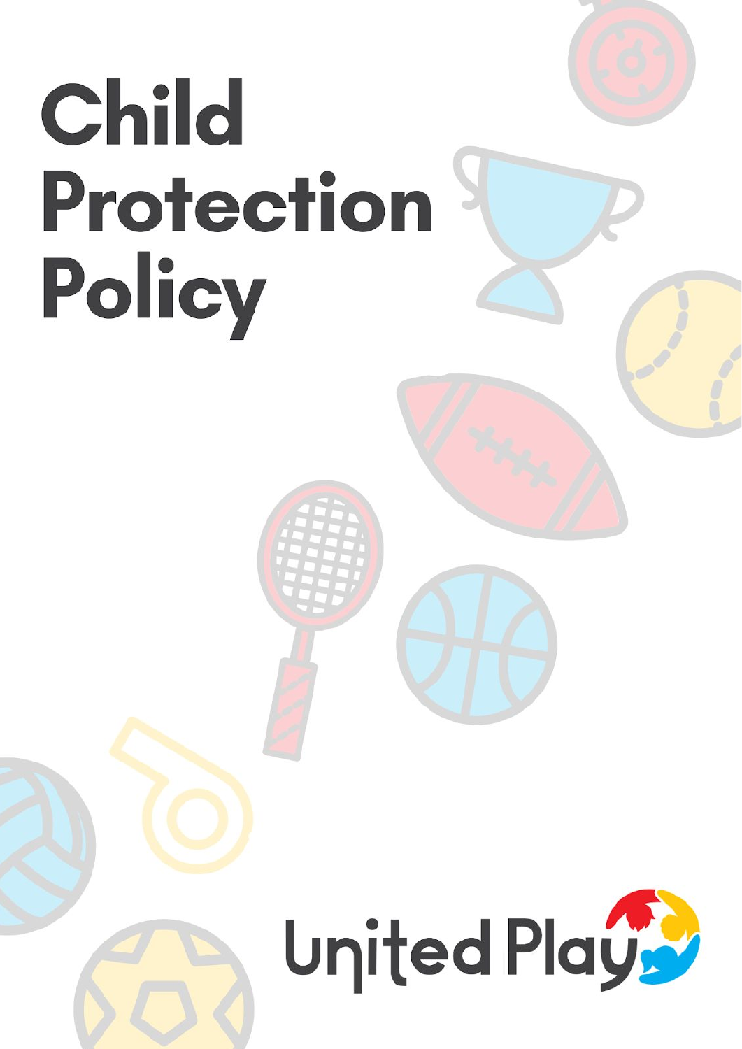# Child Protection Policy

United Play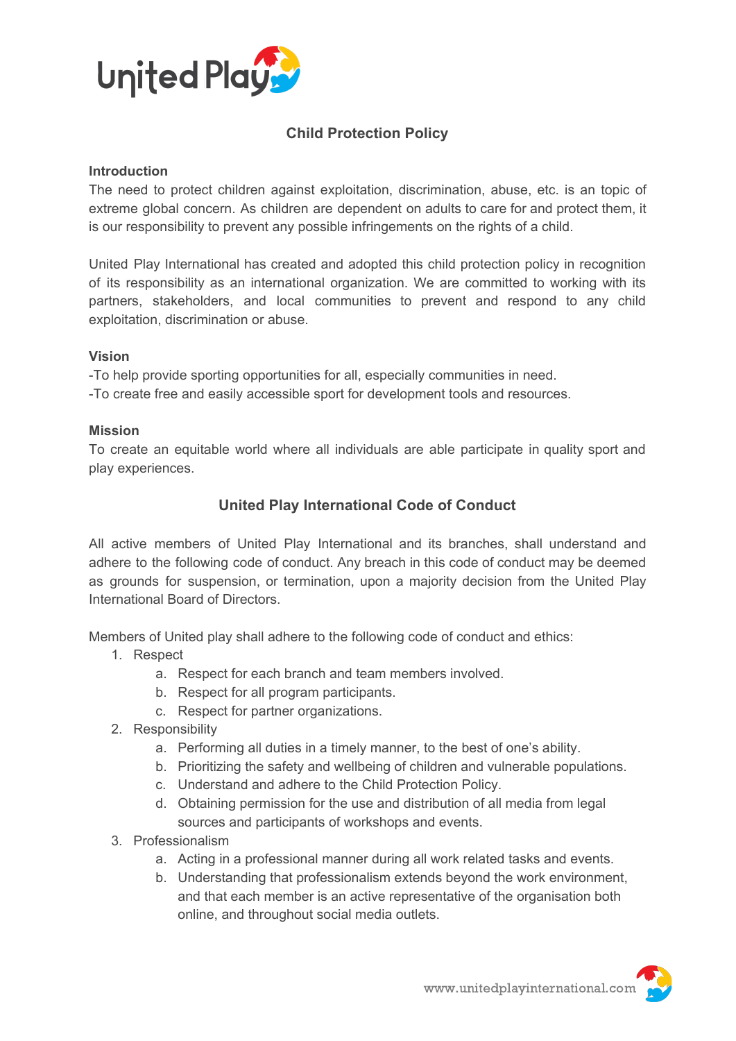## Child Protection Policy

### Introduction

The need to protect children against exploitation, discrimination, abuse, etc. is an topic of extreme global concern. As children are dependent on adults to care for and protect them, it is our responsibility to prevent any possible infringements on the rights of a child.

United Play International has created and adopted this child protection policy in recognition of its responsibility as an international organization. We are committed to working with its partners, stakeholders, and local communities to prevent and respond to any child exploitation, discrimination or abuse.

### Vision

-To help provide sporting opportunities for all, especially communities in need.
-To create free and easily accessible sport for development tools and resources.

### Mission

To create an equitable world where all individuals are able participate in quality sport and play experiences.

## United Play International Code of Conduct

All active members of United Play International and its branches, shall understand and adhere to the following code of conduct. Any breach in this code of conduct may be deemed as grounds for suspension, or termination, upon a majority decision from the United Play International Board of Directors.

Members of United play shall adhere to the following code of conduct and ethics:

1. Respect
   a. Respect for each branch and team members involved.
   b. Respect for all program participants.
   c. Respect for partner organizations.
2. Responsibility
   a. Performing all duties in a timely manner, to the best of one's ability.
   b. Prioritizing the safety and wellbeing of children and vulnerable populations.
   c. Understand and adhere to the Child Protection Policy.
   d. Obtaining permission for the use and distribution of all media from legal sources and participants of workshops and events.
3. Professionalism
   a. Acting in a professional manner during all work related tasks and events.
   b. Understanding that professionalism extends beyond the work environment, and that each member is an active representative of the organisation both online, and throughout social media outlets.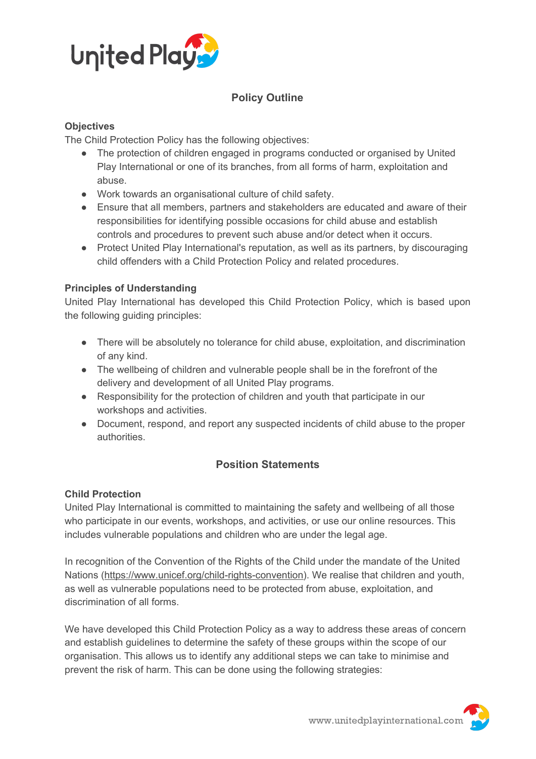## Policy Outline

**Objectives**

The Child Protection Policy has the following objectives:

- The protection of children engaged in programs conducted or organised by United Play International or one of its branches, from all forms of harm, exploitation and abuse.
- Work towards an organisational culture of child safety.
- Ensure that all members, partners and stakeholders are educated and aware of their responsibilities for identifying possible occasions for child abuse and establish controls and procedures to prevent such abuse and/or detect when it occurs.
- Protect United Play International's reputation, as well as its partners, by discouraging child offenders with a Child Protection Policy and related procedures.

**Principles of Understanding**

United Play International has developed this Child Protection Policy, which is based upon the following guiding principles:

- There will be absolutely no tolerance for child abuse, exploitation, and discrimination of any kind.
- The wellbeing of children and vulnerable people shall be in the forefront of the delivery and development of all United Play programs.
- Responsibility for the protection of children and youth that participate in our workshops and activities.
- Document, respond, and report any suspected incidents of child abuse to the proper authorities.

## Position Statements

**Child Protection**

United Play International is committed to maintaining the safety and wellbeing of all those who participate in our events, workshops, and activities, or use our online resources. This includes vulnerable populations and children who are under the legal age.

In recognition of the Convention of the Rights of the Child under the mandate of the United Nations (https://www.unicef.org/child-rights-convention). We realise that children and youth, as well as vulnerable populations need to be protected from abuse, exploitation, and discrimination of all forms.

We have developed this Child Protection Policy as a way to address these areas of concern and establish guidelines to determine the safety of these groups within the scope of our organisation. This allows us to identify any additional steps we can take to minimise and prevent the risk of harm. This can be done using the following strategies: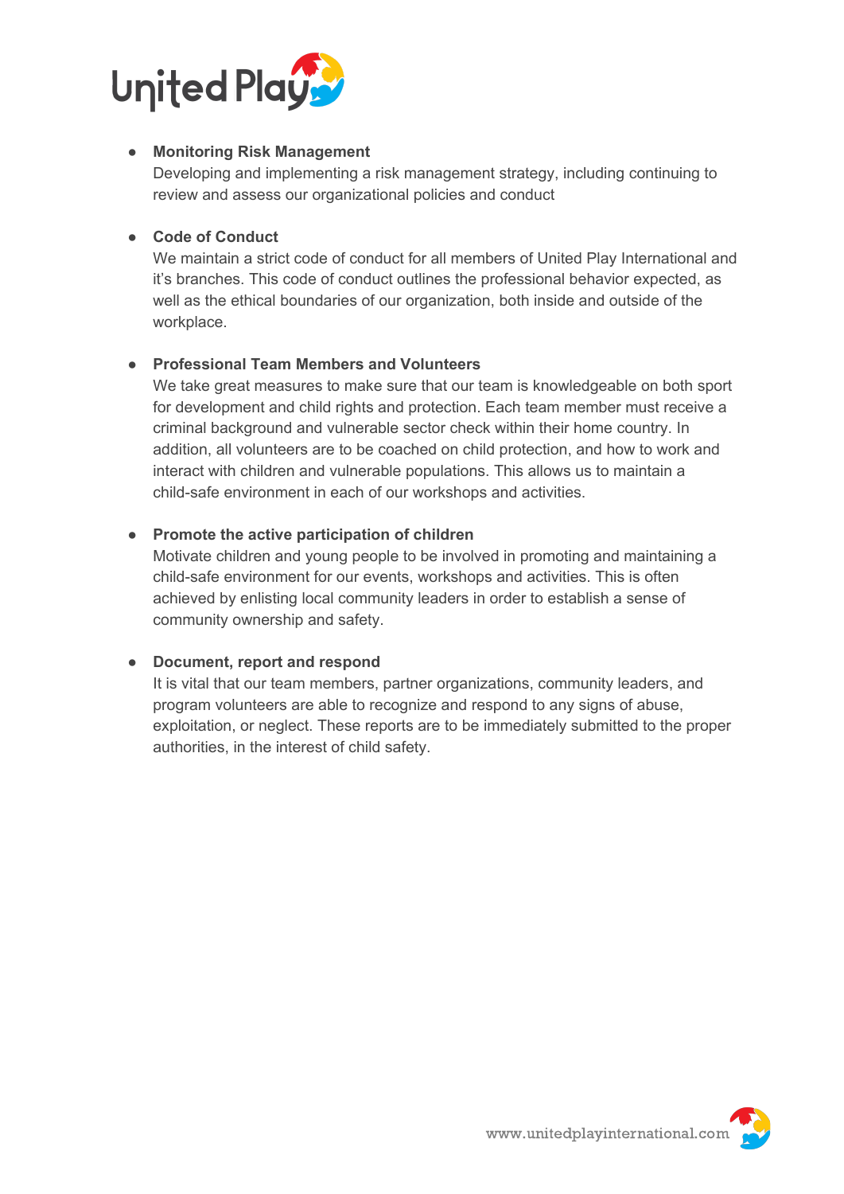- **Monitoring Risk Management**
  Developing and implementing a risk management strategy, including continuing to review and assess our organizational policies and conduct

- **Code of Conduct**
  We maintain a strict code of conduct for all members of United Play International and it's branches. This code of conduct outlines the professional behavior expected, as well as the ethical boundaries of our organization, both inside and outside of the workplace.

- **Professional Team Members and Volunteers**
  We take great measures to make sure that our team is knowledgeable on both sport for development and child rights and protection. Each team member must receive a criminal background and vulnerable sector check within their home country. In addition, all volunteers are to be coached on child protection, and how to work and interact with children and vulnerable populations. This allows us to maintain a child-safe environment in each of our workshops and activities.

- **Promote the active participation of children**
  Motivate children and young people to be involved in promoting and maintaining a child-safe environment for our events, workshops and activities. This is often achieved by enlisting local community leaders in order to establish a sense of community ownership and safety.

- **Document, report and respond**
  It is vital that our team members, partner organizations, community leaders, and program volunteers are able to recognize and respond to any signs of abuse, exploitation, or neglect. These reports are to be immediately submitted to the proper authorities, in the interest of child safety.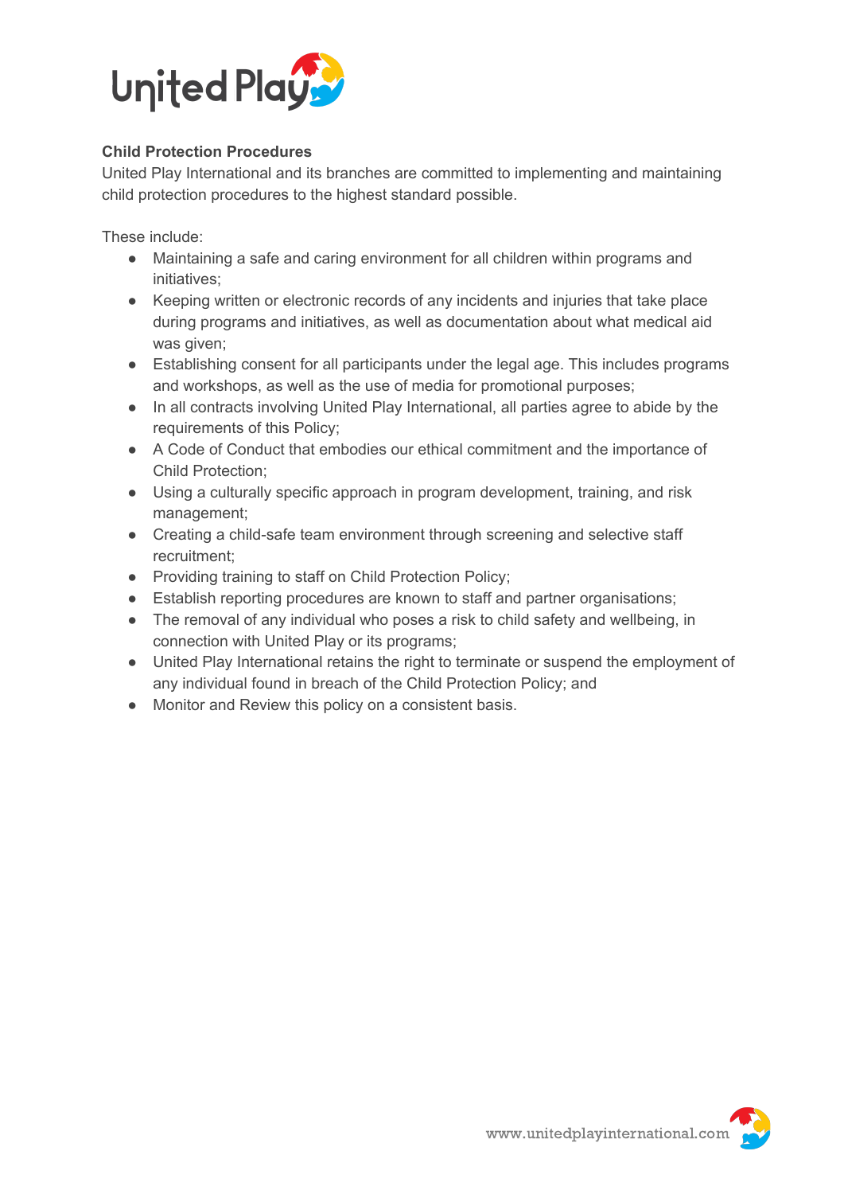**Child Protection Procedures**

United Play International and its branches are committed to implementing and maintaining child protection procedures to the highest standard possible.

These include:

- Maintaining a safe and caring environment for all children within programs and initiatives;
- Keeping written or electronic records of any incidents and injuries that take place during programs and initiatives, as well as documentation about what medical aid was given;
- Establishing consent for all participants under the legal age. This includes programs and workshops, as well as the use of media for promotional purposes;
- In all contracts involving United Play International, all parties agree to abide by the requirements of this Policy;
- A Code of Conduct that embodies our ethical commitment and the importance of Child Protection;
- Using a culturally specific approach in program development, training, and risk management;
- Creating a child-safe team environment through screening and selective staff recruitment;
- Providing training to staff on Child Protection Policy;
- Establish reporting procedures are known to staff and partner organisations;
- The removal of any individual who poses a risk to child safety and wellbeing, in connection with United Play or its programs;
- United Play International retains the right to terminate or suspend the employment of any individual found in breach of the Child Protection Policy; and
- Monitor and Review this policy on a consistent basis.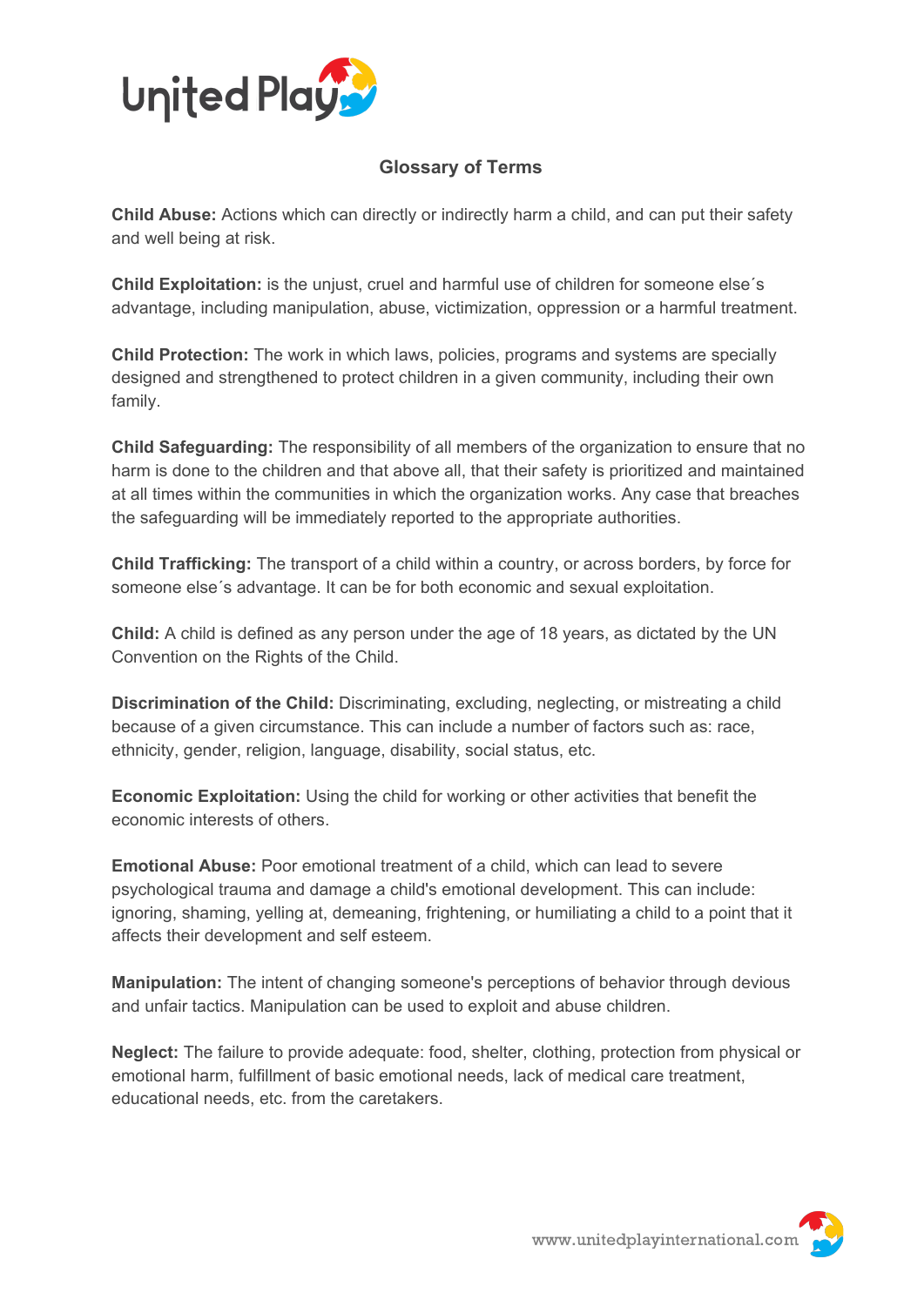## Glossary of Terms

**Child Abuse:** Actions which can directly or indirectly harm a child, and can put their safety and well being at risk.

**Child Exploitation:** is the unjust, cruel and harmful use of children for someone else´s advantage, including manipulation, abuse, victimization, oppression or a harmful treatment.

**Child Protection:** The work in which laws, policies, programs and systems are specially designed and strengthened to protect children in a given community, including their own family.

**Child Safeguarding:** The responsibility of all members of the organization to ensure that no harm is done to the children and that above all, that their safety is prioritized and maintained at all times within the communities in which the organization works. Any case that breaches the safeguarding will be immediately reported to the appropriate authorities.

**Child Trafficking:** The transport of a child within a country, or across borders, by force for someone else´s advantage. It can be for both economic and sexual exploitation.

**Child:** A child is defined as any person under the age of 18 years, as dictated by the UN Convention on the Rights of the Child.

**Discrimination of the Child:** Discriminating, excluding, neglecting, or mistreating a child because of a given circumstance. This can include a number of factors such as: race, ethnicity, gender, religion, language, disability, social status, etc.

**Economic Exploitation:** Using the child for working or other activities that benefit the economic interests of others.

**Emotional Abuse:** Poor emotional treatment of a child, which can lead to severe psychological trauma and damage a child's emotional development. This can include: ignoring, shaming, yelling at, demeaning, frightening, or humiliating a child to a point that it affects their development and self esteem.

**Manipulation:** The intent of changing someone's perceptions of behavior through devious and unfair tactics. Manipulation can be used to exploit and abuse children.

**Neglect:** The failure to provide adequate: food, shelter, clothing, protection from physical or emotional harm, fulfillment of basic emotional needs, lack of medical care treatment, educational needs, etc. from the caretakers.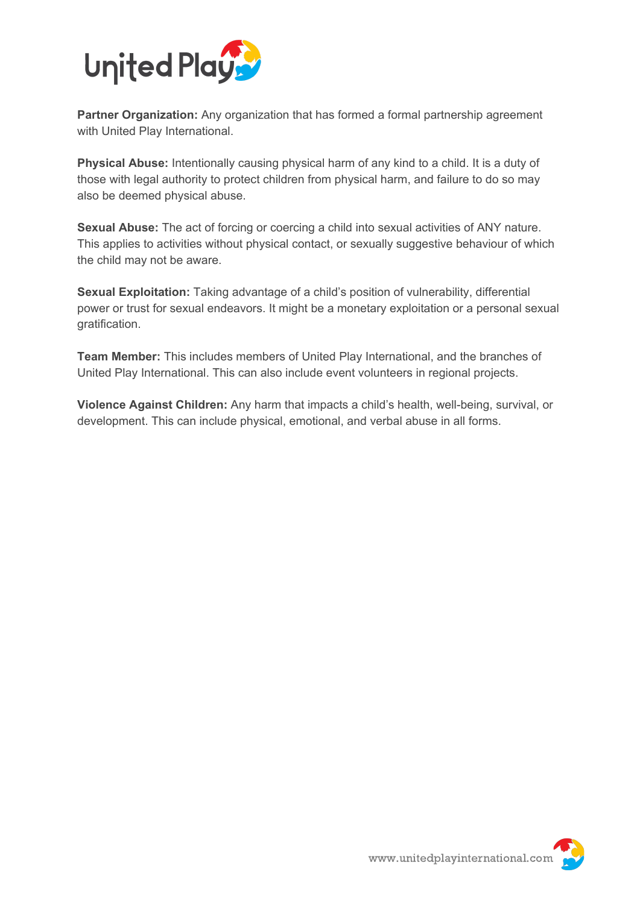**Partner Organization:** Any organization that has formed a formal partnership agreement with United Play International.

**Physical Abuse:** Intentionally causing physical harm of any kind to a child. It is a duty of those with legal authority to protect children from physical harm, and failure to do so may also be deemed physical abuse.

**Sexual Abuse:** The act of forcing or coercing a child into sexual activities of ANY nature. This applies to activities without physical contact, or sexually suggestive behaviour of which the child may not be aware.

**Sexual Exploitation:** Taking advantage of a child's position of vulnerability, differential power or trust for sexual endeavors. It might be a monetary exploitation or a personal sexual gratification.

**Team Member:** This includes members of United Play International, and the branches of United Play International. This can also include event volunteers in regional projects.

**Violence Against Children:** Any harm that impacts a child's health, well-being, survival, or development. This can include physical, emotional, and verbal abuse in all forms.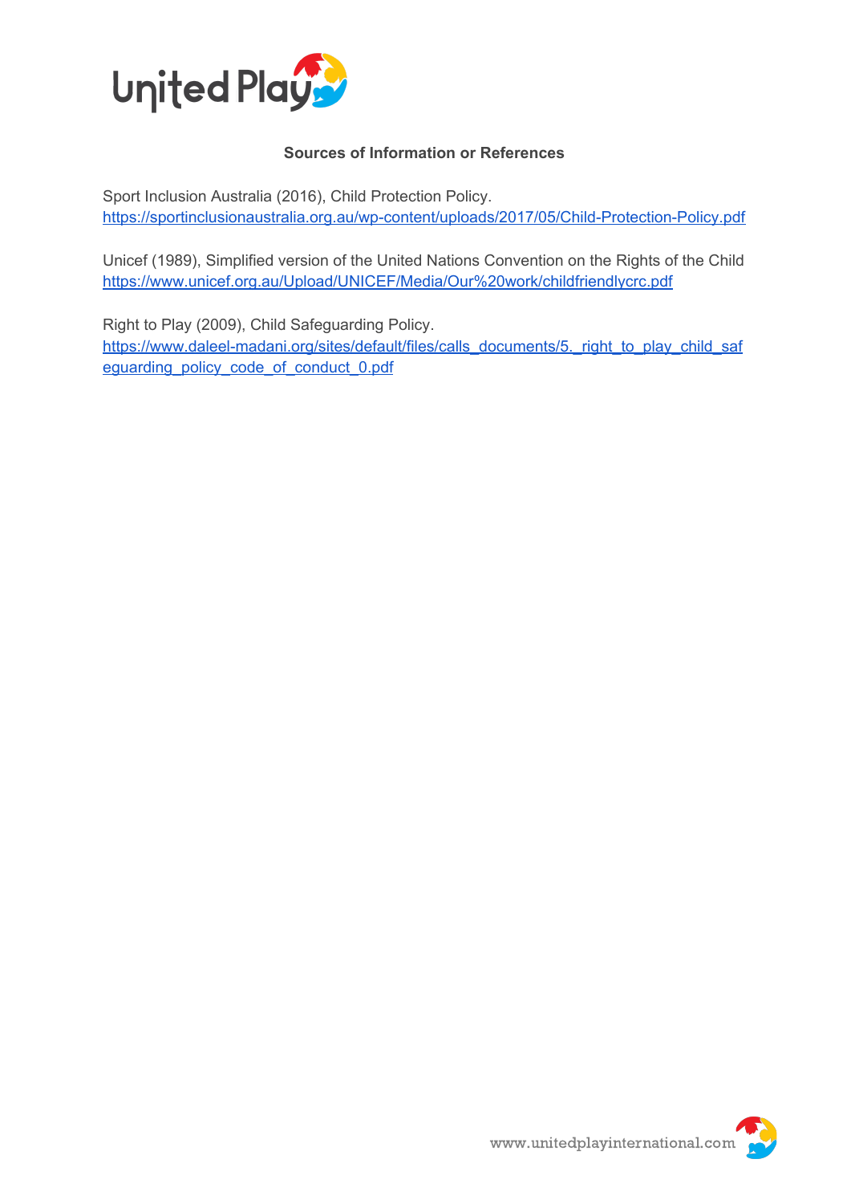**Sources of Information or References**

Sport Inclusion Australia (2016), Child Protection Policy.
https://sportinclusionaustralia.org.au/wp-content/uploads/2017/05/Child-Protection-Policy.pdf

Unicef (1989), Simplified version of the United Nations Convention on the Rights of the Child
https://www.unicef.org.au/Upload/UNICEF/Media/Our%20work/childfriendlycrc.pdf

Right to Play (2009), Child Safeguarding Policy.
https://www.daleel-madani.org/sites/default/files/calls_documents/5._right_to_play_child_safeguarding_policy_code_of_conduct_0.pdf